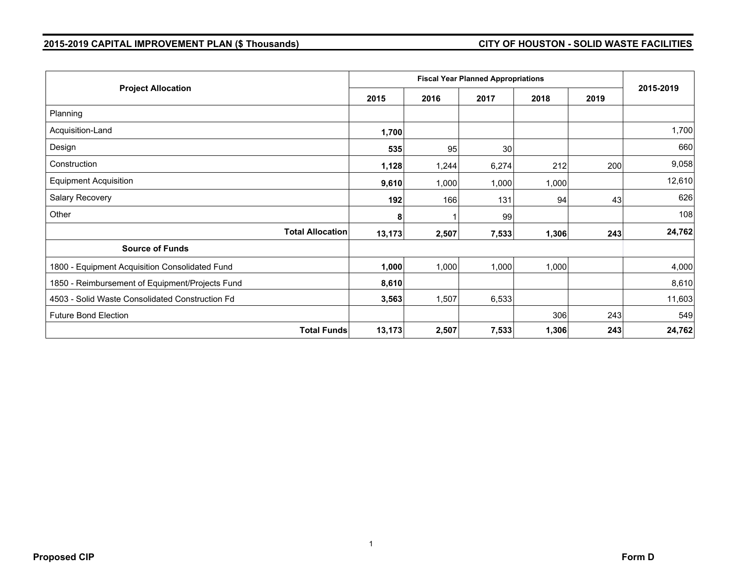**2015-2019 CAPITAL IMPROVEMENT PLAN ($ Thousands)**

**CITY OF HOUSTON - SOLID WASTE FACILITIES**

| Project Allocation | Fiscal Year Planned Appropriations | | | | | 2015-2019 |
|---|---|---|---|---|---|---|
| | 2015 | 2016 | 2017 | 2018 | 2019 | |
| Planning | | | | | | |
| Acquisition-Land | **1,700** | | | | | 1,700 |
| Design | **535** | 95 | 30 | | | 660 |
| Construction | **1,128** | 1,244 | 6,274 | 212 | 200 | 9,058 |
| Equipment Acquisition | **9,610** | 1,000 | 1,000 | 1,000 | | 12,610 |
| Salary Recovery | **192** | 166 | 131 | 94 | 43 | 626 |
| Other | **8** | 1 | 99 | | | 108 |
| **Total Allocation** | **13,173** | **2,507** | **7,533** | **1,306** | **243** | **24,762** |
| **Source of Funds** | | | | | | |
| 1800 - Equipment Acquisition Consolidated Fund | **1,000** | 1,000 | 1,000 | 1,000 | | 4,000 |
| 1850 - Reimbursement of Equipment/Projects Fund | **8,610** | | | | | 8,610 |
| 4503 - Solid Waste Consolidated Construction Fd | **3,563** | 1,507 | 6,533 | | | 11,603 |
| Future Bond Election | | | | 306 | 243 | 549 |
| **Total Funds** | **13,173** | **2,507** | **7,533** | **1,306** | **243** | **24,762** |

**Proposed CIP**

**Form D**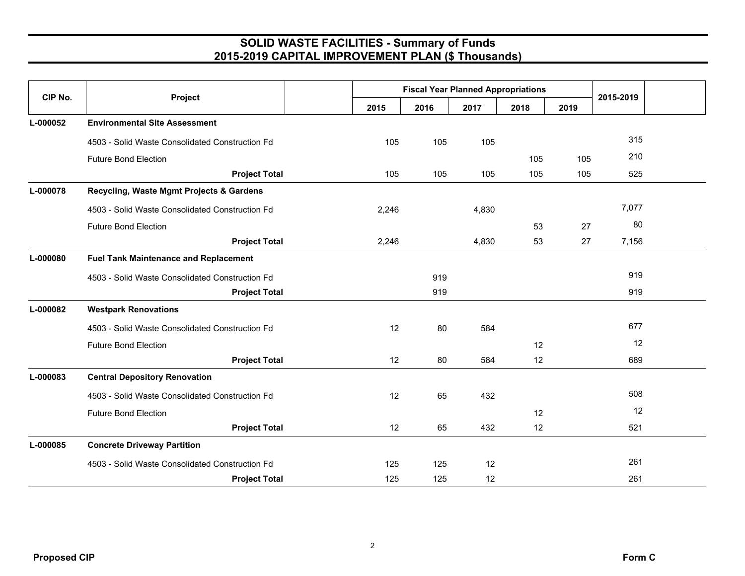# SOLID WASTE FACILITIES - Summary of Funds
## 2015-2019 CAPITAL IMPROVEMENT PLAN ($ Thousands)

| CIP No. | Project | | Fiscal Year Planned Appropriations | | | | | 2015-2019 | |
|---|---|---|---|---|---|---|---|---|---|
| | | | 2015 | 2016 | 2017 | 2018 | 2019 | | |
| L-000052 | **Environmental Site Assessment** | | | | | | | | |
| | 4503 - Solid Waste Consolidated Construction Fd | | 105 | 105 | 105 | | | 315 | |
| | Future Bond Election | | | | | 105 | 105 | 210 | |
| | **Project Total** | | 105 | 105 | 105 | 105 | 105 | 525 | |
| L-000078 | **Recycling, Waste Mgmt Projects & Gardens** | | | | | | | | |
| | 4503 - Solid Waste Consolidated Construction Fd | | 2,246 | | 4,830 | | | 7,077 | |
| | Future Bond Election | | | | | 53 | 27 | 80 | |
| | **Project Total** | | 2,246 | | 4,830 | 53 | 27 | 7,156 | |
| L-000080 | **Fuel Tank Maintenance and Replacement** | | | | | | | | |
| | 4503 - Solid Waste Consolidated Construction Fd | | | 919 | | | | 919 | |
| | **Project Total** | | | 919 | | | | 919 | |
| L-000082 | **Westpark Renovations** | | | | | | | | |
| | 4503 - Solid Waste Consolidated Construction Fd | | 12 | 80 | 584 | | | 677 | |
| | Future Bond Election | | | | | 12 | | 12 | |
| | **Project Total** | | 12 | 80 | 584 | 12 | | 689 | |
| L-000083 | **Central Depository Renovation** | | | | | | | | |
| | 4503 - Solid Waste Consolidated Construction Fd | | 12 | 65 | 432 | | | 508 | |
| | Future Bond Election | | | | | 12 | | 12 | |
| | **Project Total** | | 12 | 65 | 432 | 12 | | 521 | |
| L-000085 | **Concrete Driveway Partition** | | | | | | | | |
| | 4503 - Solid Waste Consolidated Construction Fd | | 125 | 125 | 12 | | | 261 | |
| | **Project Total** | | 125 | 125 | 12 | | | 261 | |

**Proposed CIP** | **Form C**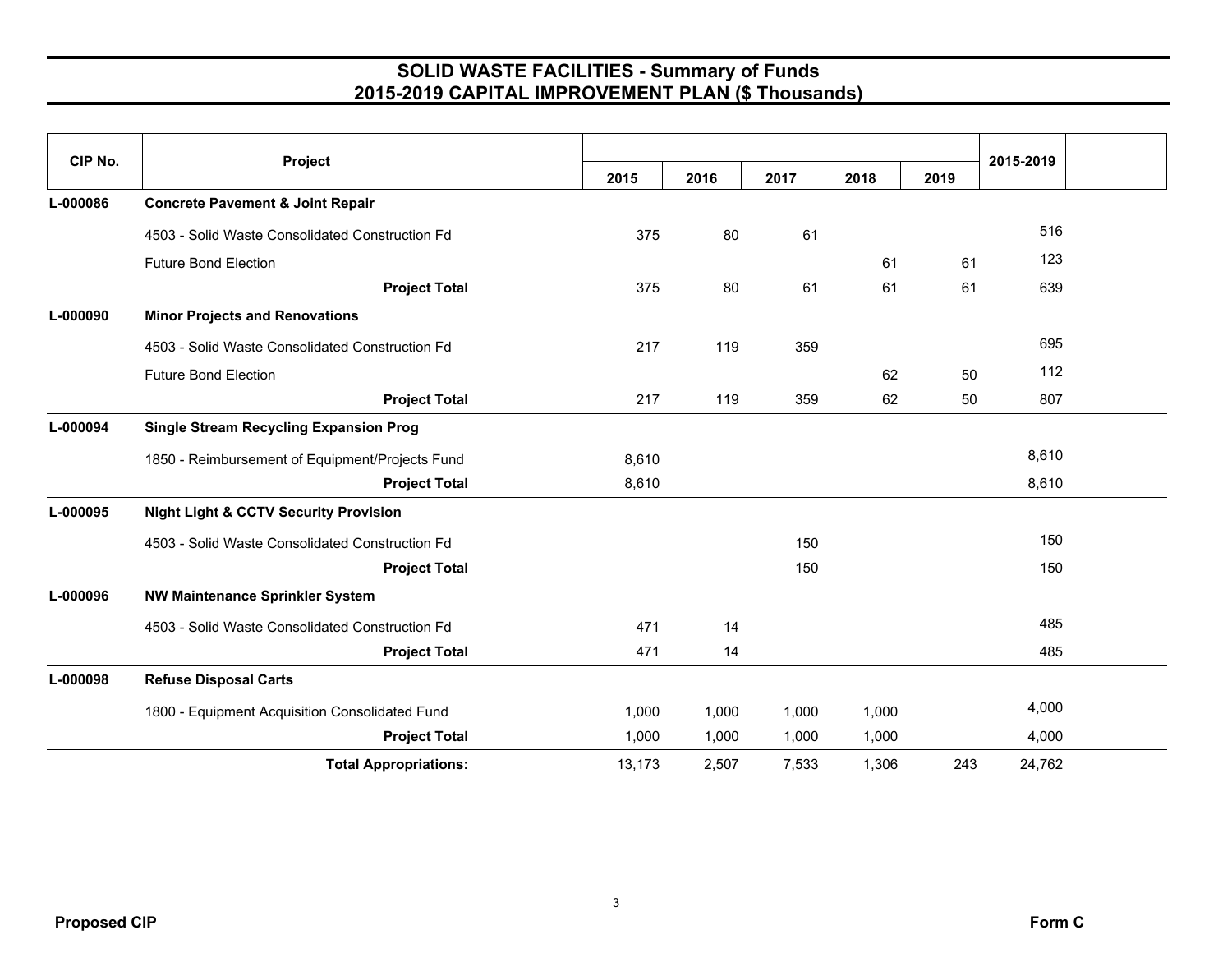# SOLID WASTE FACILITIES - Summary of Funds
## 2015-2019 CAPITAL IMPROVEMENT PLAN ($ Thousands)

| CIP No. | Project | 2015 | 2016 | 2017 | 2018 | 2019 | 2015-2019 |
|---|---|---|---|---|---|---|---|
| L-000086 | **Concrete Pavement & Joint Repair** | | | | | | |
| | 4503 - Solid Waste Consolidated Construction Fd | 375 | 80 | 61 | | | 516 |
| | Future Bond Election | | | | 61 | 61 | 123 |
| | **Project Total** | 375 | 80 | 61 | 61 | 61 | 639 |
| L-000090 | **Minor Projects and Renovations** | | | | | | |
| | 4503 - Solid Waste Consolidated Construction Fd | 217 | 119 | 359 | | | 695 |
| | Future Bond Election | | | | 62 | 50 | 112 |
| | **Project Total** | 217 | 119 | 359 | 62 | 50 | 807 |
| L-000094 | **Single Stream Recycling Expansion Prog** | | | | | | |
| | 1850 - Reimbursement of Equipment/Projects Fund | 8,610 | | | | | 8,610 |
| | **Project Total** | 8,610 | | | | | 8,610 |
| L-000095 | **Night Light & CCTV Security Provision** | | | | | | |
| | 4503 - Solid Waste Consolidated Construction Fd | | | 150 | | | 150 |
| | **Project Total** | | | 150 | | | 150 |
| L-000096 | **NW Maintenance Sprinkler System** | | | | | | |
| | 4503 - Solid Waste Consolidated Construction Fd | 471 | 14 | | | | 485 |
| | **Project Total** | 471 | 14 | | | | 485 |
| L-000098 | **Refuse Disposal Carts** | | | | | | |
| | 1800 - Equipment Acquisition Consolidated Fund | 1,000 | 1,000 | 1,000 | 1,000 | | 4,000 |
| | **Project Total** | 1,000 | 1,000 | 1,000 | 1,000 | | 4,000 |
| | **Total Appropriations:** | 13,173 | 2,507 | 7,533 | 1,306 | 243 | 24,762 |

**Proposed CIP** **Form C**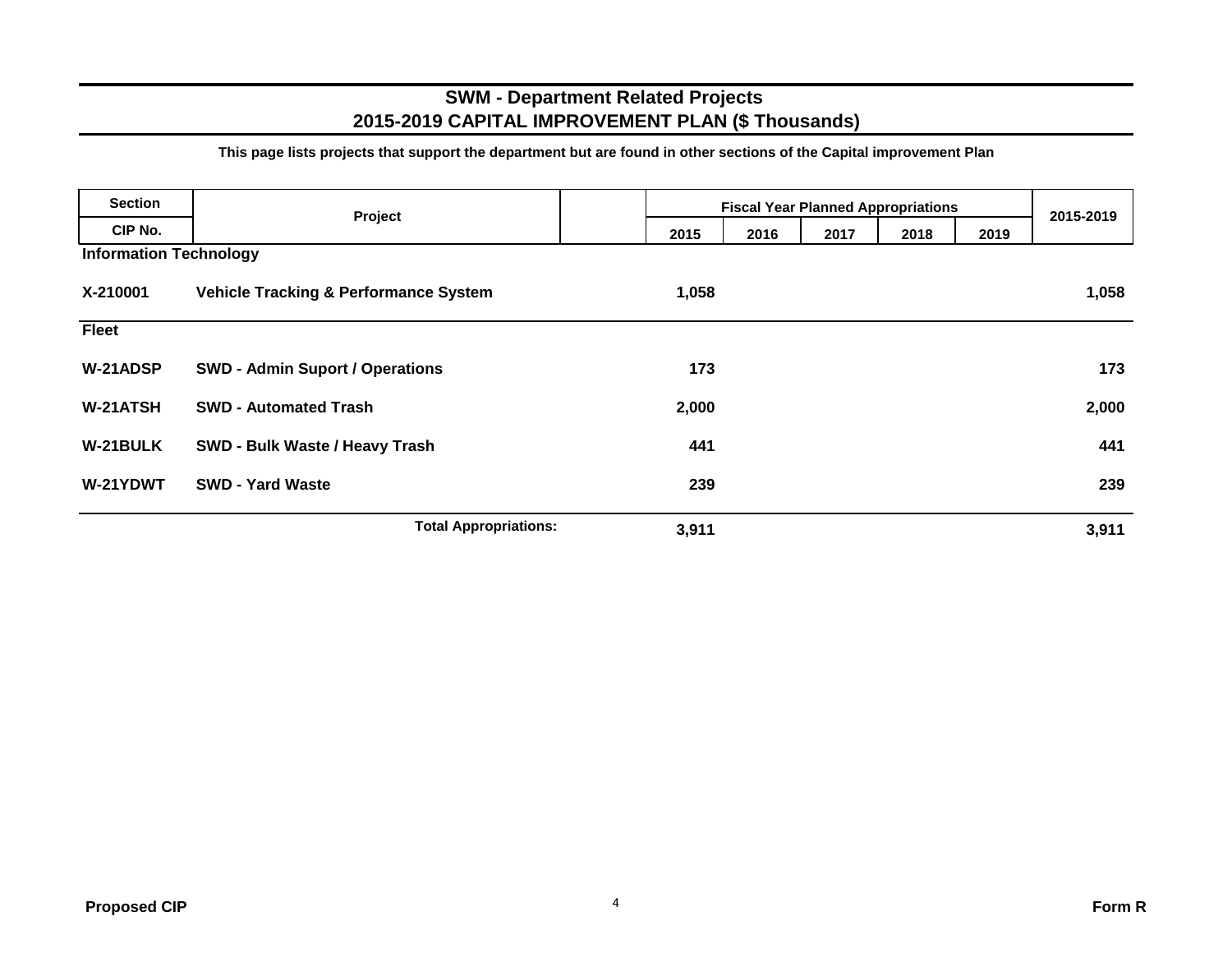# SWM - Department Related Projects
# 2015-2019 CAPITAL IMPROVEMENT PLAN ($ Thousands)

**This page lists projects that support the department but are found in other sections of the Capital improvement Plan**

| Section / CIP No. | Project | | Fiscal Year Planned Appropriations 2015 | 2016 | 2017 | 2018 | 2019 | 2015-2019 |
|---|---|---|---|---|---|---|---|---|
| **Information Technology** | | | | | | | | |
| **X-210001** | **Vehicle Tracking & Performance System** | | **1,058** | | | | | **1,058** |
| **Fleet** | | | | | | | | |
| **W-21ADSP** | **SWD - Admin Suport / Operations** | | **173** | | | | | **173** |
| **W-21ATSH** | **SWD - Automated Trash** | | **2,000** | | | | | **2,000** |
| **W-21BULK** | **SWD - Bulk Waste / Heavy Trash** | | **441** | | | | | **441** |
| **W-21YDWT** | **SWD - Yard Waste** | | **239** | | | | | **239** |
| | **Total Appropriations:** | | **3,911** | | | | | **3,911** |

**Proposed CIP** | **Form R**